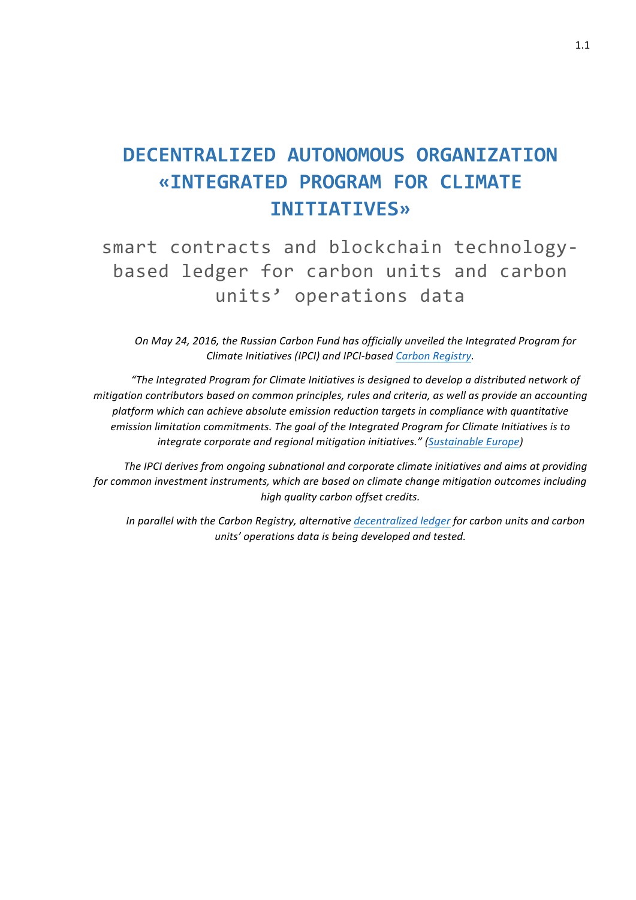# DECENTRALIZED AUTONOMOUS ORGANIZATION «INTEGRATED PROGRAM FOR CLIMATE INITIATIVES»

## smart contracts and blockchain technology-based ledger for carbon units and carbon units' operations data

*On May 24, 2016, the Russian Carbon Fund has officially unveiled the Integrated Program for Climate Initiatives (IPCI) and IPCI-based Carbon Registry.*

*"The Integrated Program for Climate Initiatives is designed to develop a distributed network of mitigation contributors based on common principles, rules and criteria, as well as provide an accounting platform which can achieve absolute emission reduction targets in compliance with quantitative emission limitation commitments. The goal of the Integrated Program for Climate Initiatives is to integrate corporate and regional mitigation initiatives." (Sustainable Europe)*

*The IPCI derives from ongoing subnational and corporate climate initiatives and aims at providing for common investment instruments, which are based on climate change mitigation outcomes including high quality carbon offset credits.*

*In parallel with the Carbon Registry, alternative decentralized ledger for carbon units and carbon units' operations data is being developed and tested.*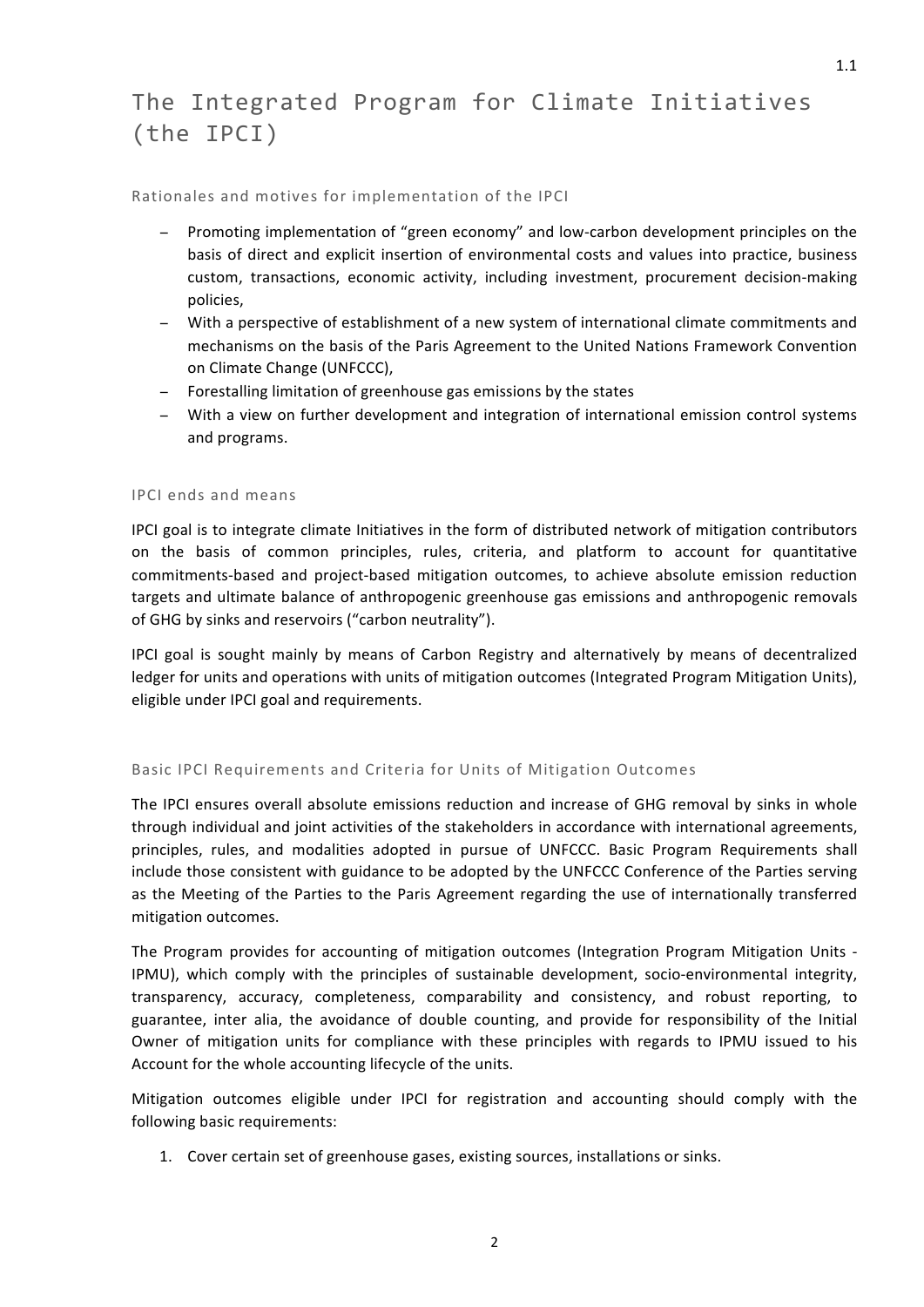# The Integrated Program for Climate Initiatives (the IPCI)

### Rationales and motives for implementation of the IPCI

- Promoting implementation of "green economy" and low-carbon development principles on the basis of direct and explicit insertion of environmental costs and values into practice, business custom, transactions, economic activity, including investment, procurement decision-making policies,
- With a perspective of establishment of a new system of international climate commitments and mechanisms on the basis of the Paris Agreement to the United Nations Framework Convention on Climate Change (UNFCCC),
- Forestalling limitation of greenhouse gas emissions by the states
- With a view on further development and integration of international emission control systems and programs.

### IPCI ends and means

IPCI goal is to integrate climate Initiatives in the form of distributed network of mitigation contributors on the basis of common principles, rules, criteria, and platform to account for quantitative commitments-based and project-based mitigation outcomes, to achieve absolute emission reduction targets and ultimate balance of anthropogenic greenhouse gas emissions and anthropogenic removals of GHG by sinks and reservoirs ("carbon neutrality").

IPCI goal is sought mainly by means of Carbon Registry and alternatively by means of decentralized ledger for units and operations with units of mitigation outcomes (Integrated Program Mitigation Units), eligible under IPCI goal and requirements.

### Basic IPCI Requirements and Criteria for Units of Mitigation Outcomes

The IPCI ensures overall absolute emissions reduction and increase of GHG removal by sinks in whole through individual and joint activities of the stakeholders in accordance with international agreements, principles, rules, and modalities adopted in pursue of UNFCCC. Basic Program Requirements shall include those consistent with guidance to be adopted by the UNFCCC Conference of the Parties serving as the Meeting of the Parties to the Paris Agreement regarding the use of internationally transferred mitigation outcomes.

The Program provides for accounting of mitigation outcomes (Integration Program Mitigation Units - IPMU), which comply with the principles of sustainable development, socio-environmental integrity, transparency, accuracy, completeness, comparability and consistency, and robust reporting, to guarantee, inter alia, the avoidance of double counting, and provide for responsibility of the Initial Owner of mitigation units for compliance with these principles with regards to IPMU issued to his Account for the whole accounting lifecycle of the units.

Mitigation outcomes eligible under IPCI for registration and accounting should comply with the following basic requirements:

1. Cover certain set of greenhouse gases, existing sources, installations or sinks.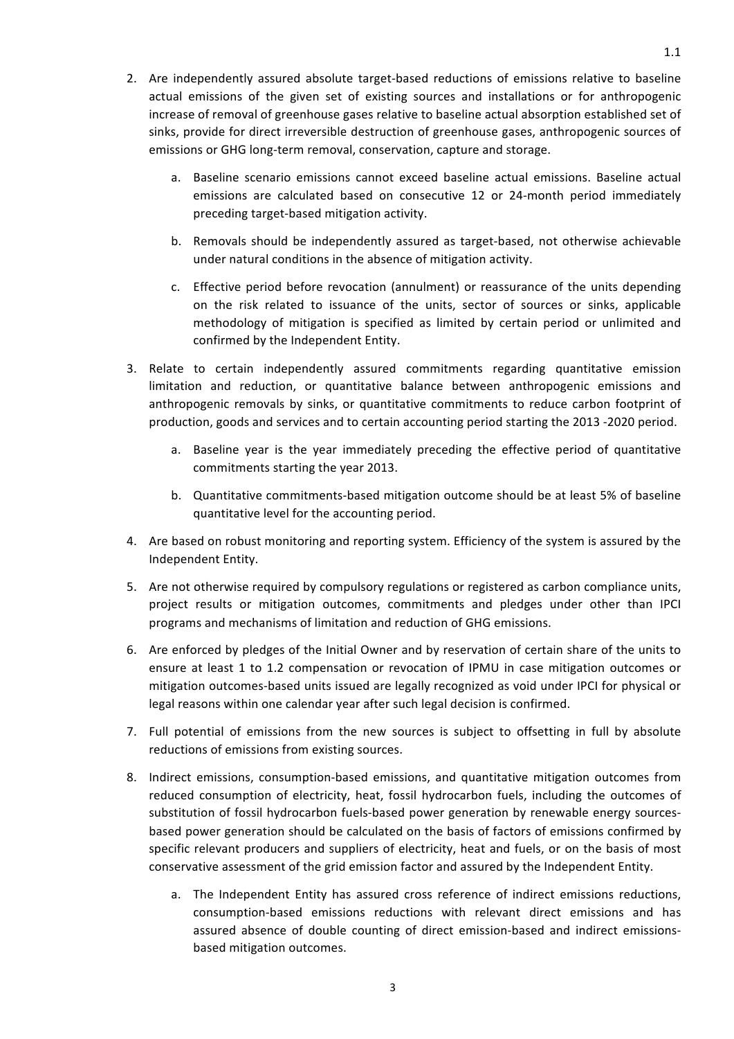2. Are independently assured absolute target-based reductions of emissions relative to baseline actual emissions of the given set of existing sources and installations or for anthropogenic increase of removal of greenhouse gases relative to baseline actual absorption established set of sinks, provide for direct irreversible destruction of greenhouse gases, anthropogenic sources of emissions or GHG long-term removal, conservation, capture and storage.

   a. Baseline scenario emissions cannot exceed baseline actual emissions. Baseline actual emissions are calculated based on consecutive 12 or 24-month period immediately preceding target-based mitigation activity.

   b. Removals should be independently assured as target-based, not otherwise achievable under natural conditions in the absence of mitigation activity.

   c. Effective period before revocation (annulment) or reassurance of the units depending on the risk related to issuance of the units, sector of sources or sinks, applicable methodology of mitigation is specified as limited by certain period or unlimited and confirmed by the Independent Entity.

3. Relate to certain independently assured commitments regarding quantitative emission limitation and reduction, or quantitative balance between anthropogenic emissions and anthropogenic removals by sinks, or quantitative commitments to reduce carbon footprint of production, goods and services and to certain accounting period starting the 2013 -2020 period.

   a. Baseline year is the year immediately preceding the effective period of quantitative commitments starting the year 2013.

   b. Quantitative commitments-based mitigation outcome should be at least 5% of baseline quantitative level for the accounting period.

4. Are based on robust monitoring and reporting system. Efficiency of the system is assured by the Independent Entity.

5. Are not otherwise required by compulsory regulations or registered as carbon compliance units, project results or mitigation outcomes, commitments and pledges under other than IPCI programs and mechanisms of limitation and reduction of GHG emissions.

6. Are enforced by pledges of the Initial Owner and by reservation of certain share of the units to ensure at least 1 to 1.2 compensation or revocation of IPMU in case mitigation outcomes or mitigation outcomes-based units issued are legally recognized as void under IPCI for physical or legal reasons within one calendar year after such legal decision is confirmed.

7. Full potential of emissions from the new sources is subject to offsetting in full by absolute reductions of emissions from existing sources.

8. Indirect emissions, consumption-based emissions, and quantitative mitigation outcomes from reduced consumption of electricity, heat, fossil hydrocarbon fuels, including the outcomes of substitution of fossil hydrocarbon fuels-based power generation by renewable energy sources-based power generation should be calculated on the basis of factors of emissions confirmed by specific relevant producers and suppliers of electricity, heat and fuels, or on the basis of most conservative assessment of the grid emission factor and assured by the Independent Entity.

   a. The Independent Entity has assured cross reference of indirect emissions reductions, consumption-based emissions reductions with relevant direct emissions and has assured absence of double counting of direct emission-based and indirect emissions-based mitigation outcomes.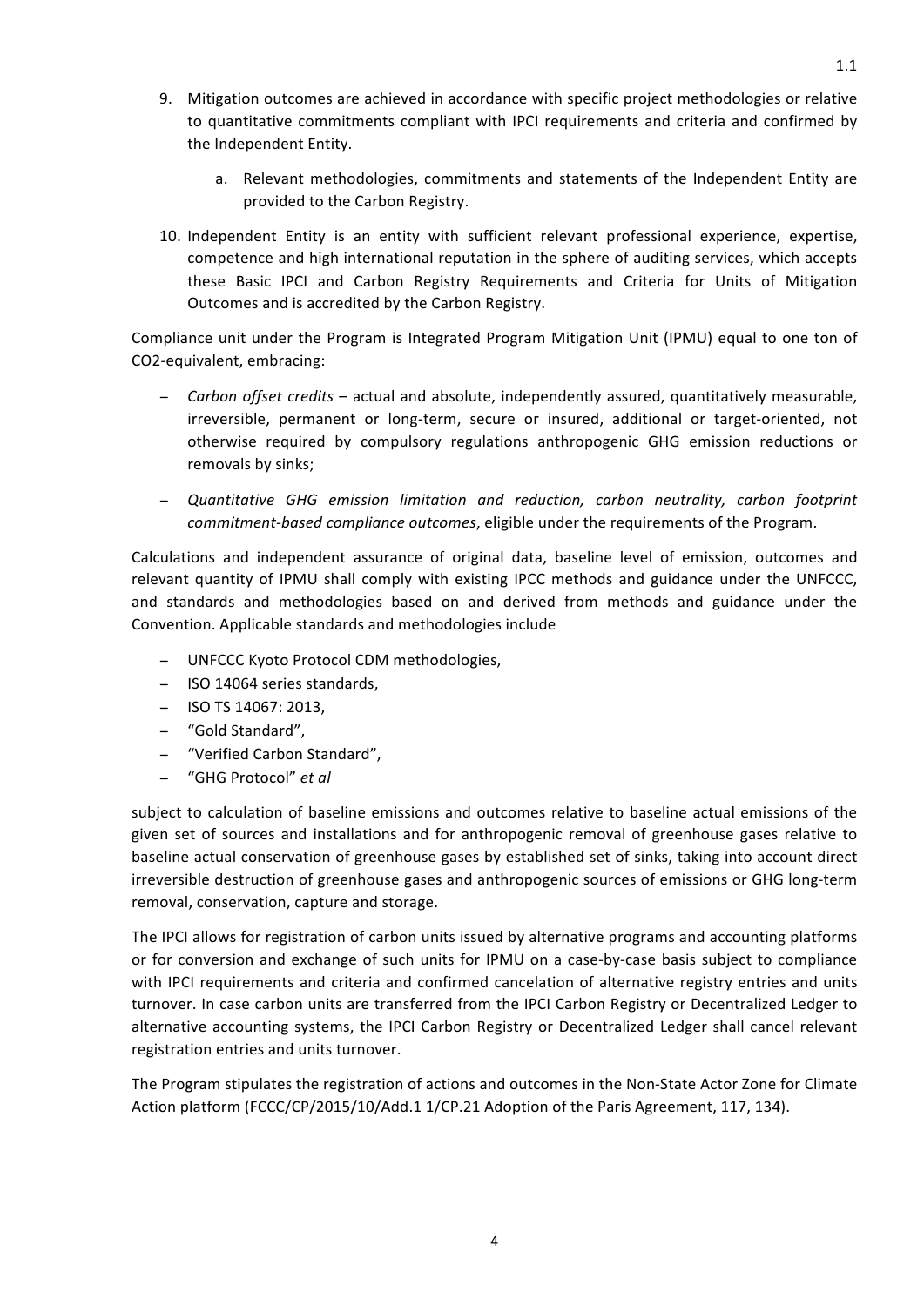9. Mitigation outcomes are achieved in accordance with specific project methodologies or relative to quantitative commitments compliant with IPCI requirements and criteria and confirmed by the Independent Entity.

    a. Relevant methodologies, commitments and statements of the Independent Entity are provided to the Carbon Registry.

10. Independent Entity is an entity with sufficient relevant professional experience, expertise, competence and high international reputation in the sphere of auditing services, which accepts these Basic IPCI and Carbon Registry Requirements and Criteria for Units of Mitigation Outcomes and is accredited by the Carbon Registry.

Compliance unit under the Program is Integrated Program Mitigation Unit (IPMU) equal to one ton of CO2-equivalent, embracing:

- *Carbon offset credits* – actual and absolute, independently assured, quantitatively measurable, irreversible, permanent or long-term, secure or insured, additional or target-oriented, not otherwise required by compulsory regulations anthropogenic GHG emission reductions or removals by sinks;
- *Quantitative GHG emission limitation and reduction, carbon neutrality, carbon footprint commitment-based compliance outcomes*, eligible under the requirements of the Program.

Calculations and independent assurance of original data, baseline level of emission, outcomes and relevant quantity of IPMU shall comply with existing IPCC methods and guidance under the UNFCCC, and standards and methodologies based on and derived from methods and guidance under the Convention. Applicable standards and methodologies include

- UNFCCC Kyoto Protocol CDM methodologies,
- ISO 14064 series standards,
- ISO TS 14067: 2013,
- "Gold Standard",
- "Verified Carbon Standard",
- "GHG Protocol" *et al*

subject to calculation of baseline emissions and outcomes relative to baseline actual emissions of the given set of sources and installations and for anthropogenic removal of greenhouse gases relative to baseline actual conservation of greenhouse gases by established set of sinks, taking into account direct irreversible destruction of greenhouse gases and anthropogenic sources of emissions or GHG long-term removal, conservation, capture and storage.

The IPCI allows for registration of carbon units issued by alternative programs and accounting platforms or for conversion and exchange of such units for IPMU on a case-by-case basis subject to compliance with IPCI requirements and criteria and confirmed cancelation of alternative registry entries and units turnover. In case carbon units are transferred from the IPCI Carbon Registry or Decentralized Ledger to alternative accounting systems, the IPCI Carbon Registry or Decentralized Ledger shall cancel relevant registration entries and units turnover.

The Program stipulates the registration of actions and outcomes in the Non-State Actor Zone for Climate Action platform (FCCC/CP/2015/10/Add.1 1/CP.21 Adoption of the Paris Agreement, 117, 134).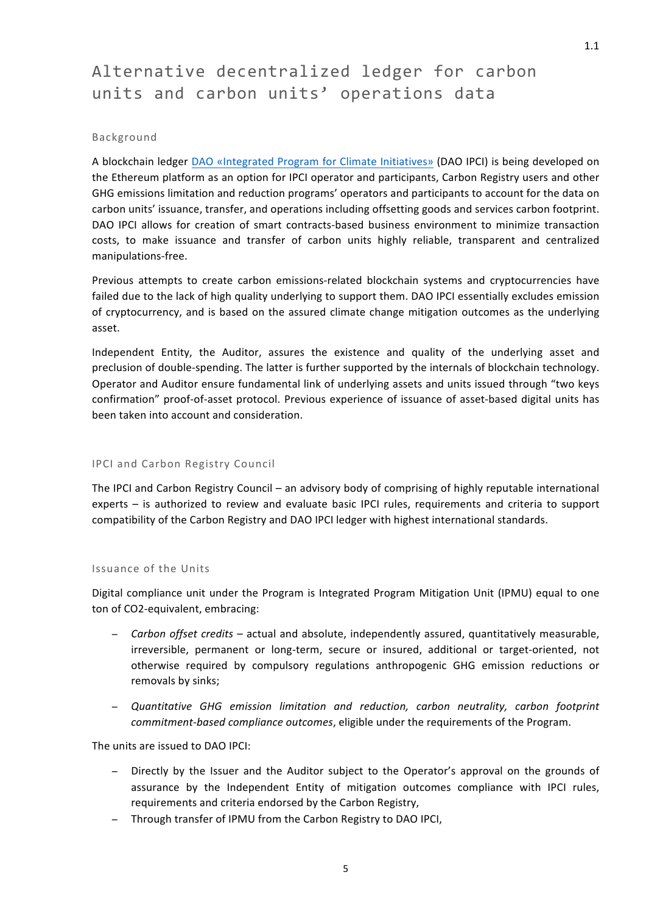# Alternative decentralized ledger for carbon units and carbon units' operations data

## Background

A blockchain ledger DAO «Integrated Program for Climate Initiatives» (DAO IPCI) is being developed on the Ethereum platform as an option for IPCI operator and participants, Carbon Registry users and other GHG emissions limitation and reduction programs' operators and participants to account for the data on carbon units' issuance, transfer, and operations including offsetting goods and services carbon footprint. DAO IPCI allows for creation of smart contracts-based business environment to minimize transaction costs, to make issuance and transfer of carbon units highly reliable, transparent and centralized manipulations-free.

Previous attempts to create carbon emissions-related blockchain systems and cryptocurrencies have failed due to the lack of high quality underlying to support them. DAO IPCI essentially excludes emission of cryptocurrency, and is based on the assured climate change mitigation outcomes as the underlying asset.

Independent Entity, the Auditor, assures the existence and quality of the underlying asset and preclusion of double-spending. The latter is further supported by the internals of blockchain technology. Operator and Auditor ensure fundamental link of underlying assets and units issued through "two keys confirmation" proof-of-asset protocol. Previous experience of issuance of asset-based digital units has been taken into account and consideration.

## IPCI and Carbon Registry Council

The IPCI and Carbon Registry Council – an advisory body of comprising of highly reputable international experts – is authorized to review and evaluate basic IPCI rules, requirements and criteria to support compatibility of the Carbon Registry and DAO IPCI ledger with highest international standards.

## Issuance of the Units

Digital compliance unit under the Program is Integrated Program Mitigation Unit (IPMU) equal to one ton of CO2-equivalent, embracing:

- *Carbon offset credits* – actual and absolute, independently assured, quantitatively measurable, irreversible, permanent or long-term, secure or insured, additional or target-oriented, not otherwise required by compulsory regulations anthropogenic GHG emission reductions or removals by sinks;
- *Quantitative GHG emission limitation and reduction, carbon neutrality, carbon footprint commitment-based compliance outcomes*, eligible under the requirements of the Program.

The units are issued to DAO IPCI:

- Directly by the Issuer and the Auditor subject to the Operator's approval on the grounds of assurance by the Independent Entity of mitigation outcomes compliance with IPCI rules, requirements and criteria endorsed by the Carbon Registry,
- Through transfer of IPMU from the Carbon Registry to DAO IPCI,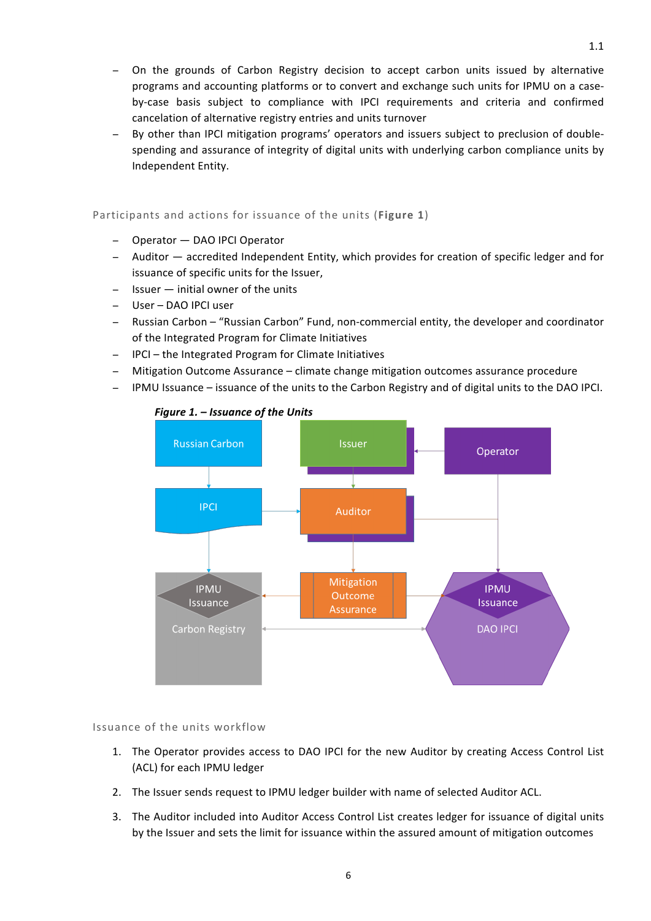– On the grounds of Carbon Registry decision to accept carbon units issued by alternative programs and accounting platforms or to convert and exchange such units for IPMU on a case-by-case basis subject to compliance with IPCI requirements and criteria and confirmed cancelation of alternative registry entries and units turnover
– By other than IPCI mitigation programs' operators and issuers subject to preclusion of double-spending and assurance of integrity of digital units with underlying carbon compliance units by Independent Entity.

### Participants and actions for issuance of the units (**Figure 1**)

– Operator — DAO IPCI Operator
– Auditor — accredited Independent Entity, which provides for creation of specific ledger and for issuance of specific units for the Issuer,
– Issuer — initial owner of the units
– User – DAO IPCI user
– Russian Carbon – "Russian Carbon" Fund, non-commercial entity, the developer and coordinator of the Integrated Program for Climate Initiatives
– IPCI – the Integrated Program for Climate Initiatives
– Mitigation Outcome Assurance – climate change mitigation outcomes assurance procedure
– IPMU Issuance – issuance of the units to the Carbon Registry and of digital units to the DAO IPCI.

***Figure 1. – Issuance of the Units***

Russian Carbon | Issuer | Operator | IPCI | Auditor | IPMU Issuance | Carbon Registry | Mitigation Outcome Assurance | IPMU Issuance | DAO IPCI

### Issuance of the units workflow

1. The Operator provides access to DAO IPCI for the new Auditor by creating Access Control List (ACL) for each IPMU ledger
2. The Issuer sends request to IPMU ledger builder with name of selected Auditor ACL.
3. The Auditor included into Auditor Access Control List creates ledger for issuance of digital units by the Issuer and sets the limit for issuance within the assured amount of mitigation outcomes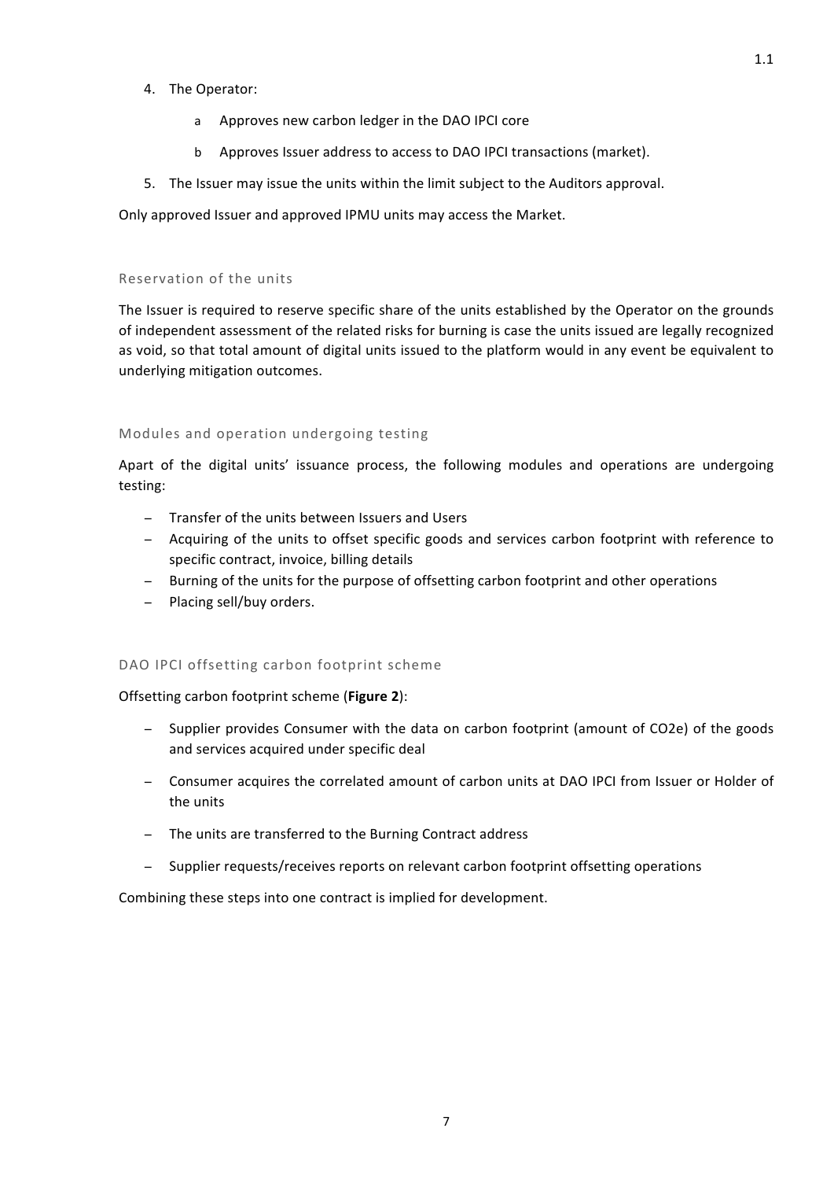4. The Operator:

    a. Approves new carbon ledger in the DAO IPCI core

    b. Approves Issuer address to access to DAO IPCI transactions (market).

5. The Issuer may issue the units within the limit subject to the Auditors approval.

Only approved Issuer and approved IPMU units may access the Market.

### Reservation of the units

The Issuer is required to reserve specific share of the units established by the Operator on the grounds of independent assessment of the related risks for burning is case the units issued are legally recognized as void, so that total amount of digital units issued to the platform would in any event be equivalent to underlying mitigation outcomes.

### Modules and operation undergoing testing

Apart of the digital units' issuance process, the following modules and operations are undergoing testing:

- Transfer of the units between Issuers and Users
- Acquiring of the units to offset specific goods and services carbon footprint with reference to specific contract, invoice, billing details
- Burning of the units for the purpose of offsetting carbon footprint and other operations
- Placing sell/buy orders.

### DAO IPCI offsetting carbon footprint scheme

Offsetting carbon footprint scheme (**Figure 2**):

- Supplier provides Consumer with the data on carbon footprint (amount of CO2e) of the goods and services acquired under specific deal
- Consumer acquires the correlated amount of carbon units at DAO IPCI from Issuer or Holder of the units
- The units are transferred to the Burning Contract address
- Supplier requests/receives reports on relevant carbon footprint offsetting operations

Combining these steps into one contract is implied for development.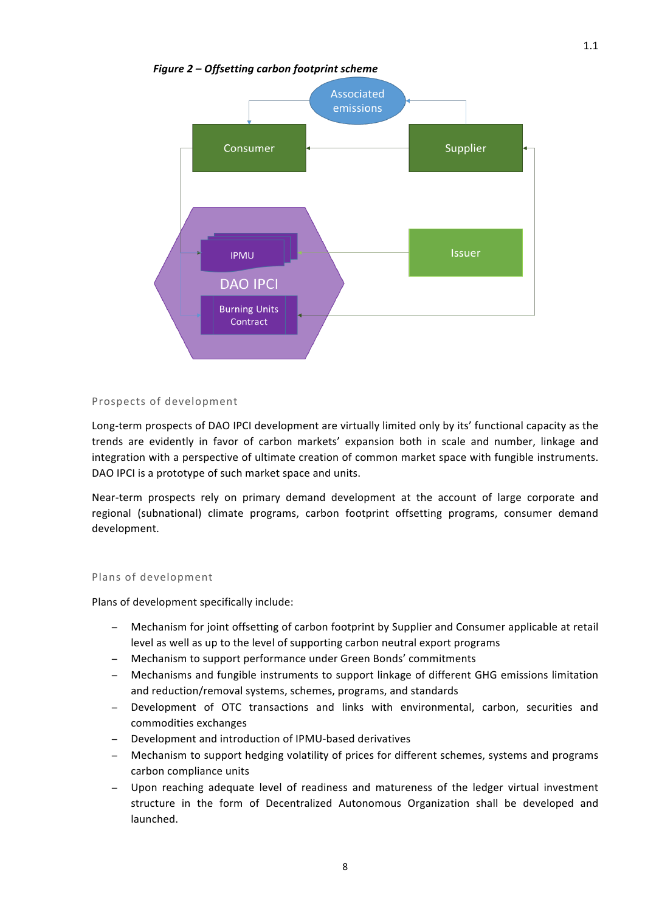*Figure 2 – Offsetting carbon footprint scheme*

Associated emissions

Consumer

Supplier

IPMU

DAO IPCI

Burning Units Contract

Issuer

## Prospects of development

Long-term prospects of DAO IPCI development are virtually limited only by its' functional capacity as the trends are evidently in favor of carbon markets' expansion both in scale and number, linkage and integration with a perspective of ultimate creation of common market space with fungible instruments. DAO IPCI is a prototype of such market space and units.

Near-term prospects rely on primary demand development at the account of large corporate and regional (subnational) climate programs, carbon footprint offsetting programs, consumer demand development.

## Plans of development

Plans of development specifically include:

- Mechanism for joint offsetting of carbon footprint by Supplier and Consumer applicable at retail level as well as up to the level of supporting carbon neutral export programs
- Mechanism to support performance under Green Bonds' commitments
- Mechanisms and fungible instruments to support linkage of different GHG emissions limitation and reduction/removal systems, schemes, programs, and standards
- Development of OTC transactions and links with environmental, carbon, securities and commodities exchanges
- Development and introduction of IPMU-based derivatives
- Mechanism to support hedging volatility of prices for different schemes, systems and programs carbon compliance units
- Upon reaching adequate level of readiness and matureness of the ledger virtual investment structure in the form of Decentralized Autonomous Organization shall be developed and launched.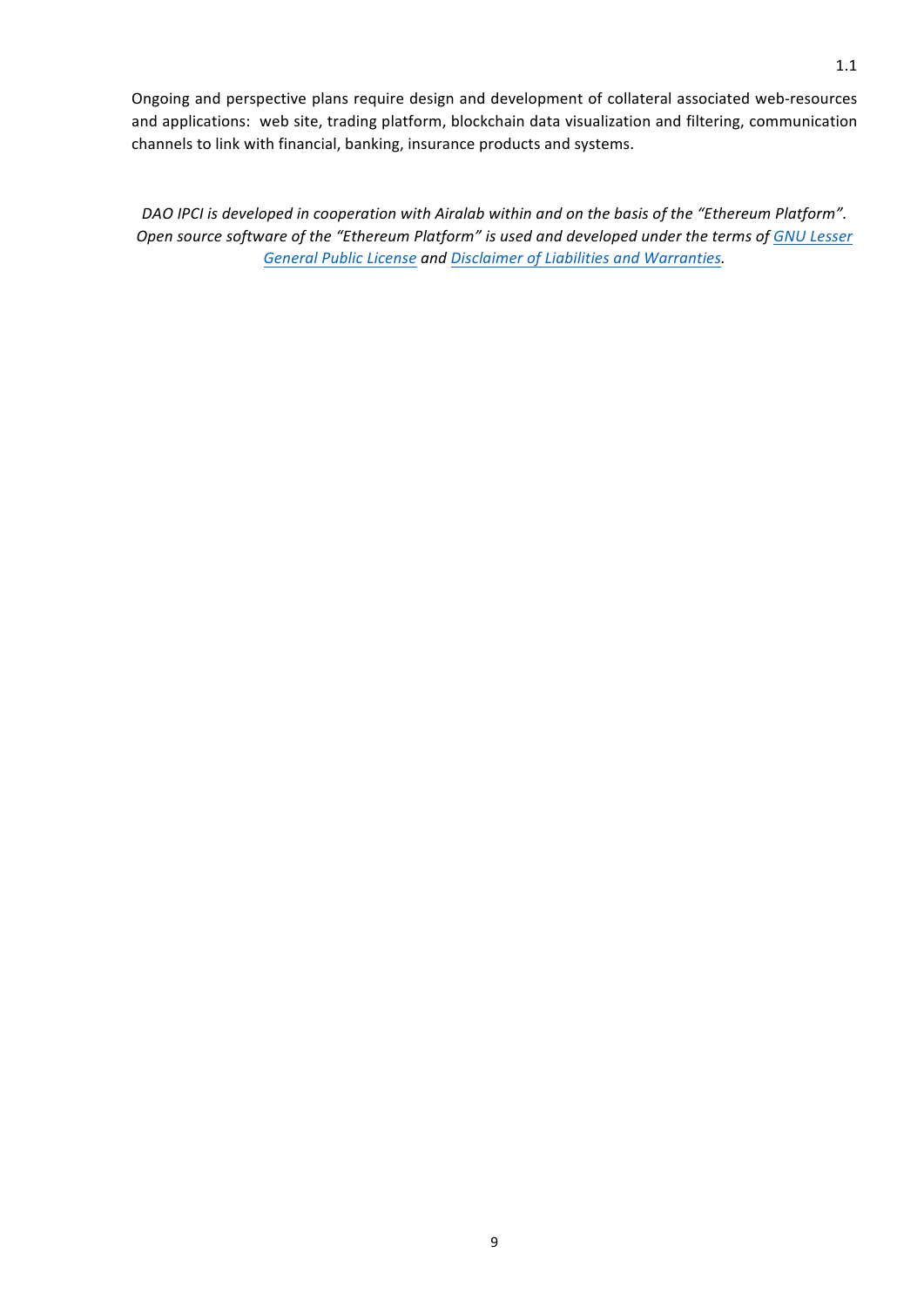Ongoing and perspective plans require design and development of collateral associated web-resources and applications: web site, trading platform, blockchain data visualization and filtering, communication channels to link with financial, banking, insurance products and systems.

*DAO IPCI is developed in cooperation with Airalab within and on the basis of the "Ethereum Platform". Open source software of the "Ethereum Platform" is used and developed under the terms of GNU Lesser General Public License and Disclaimer of Liabilities and Warranties.*